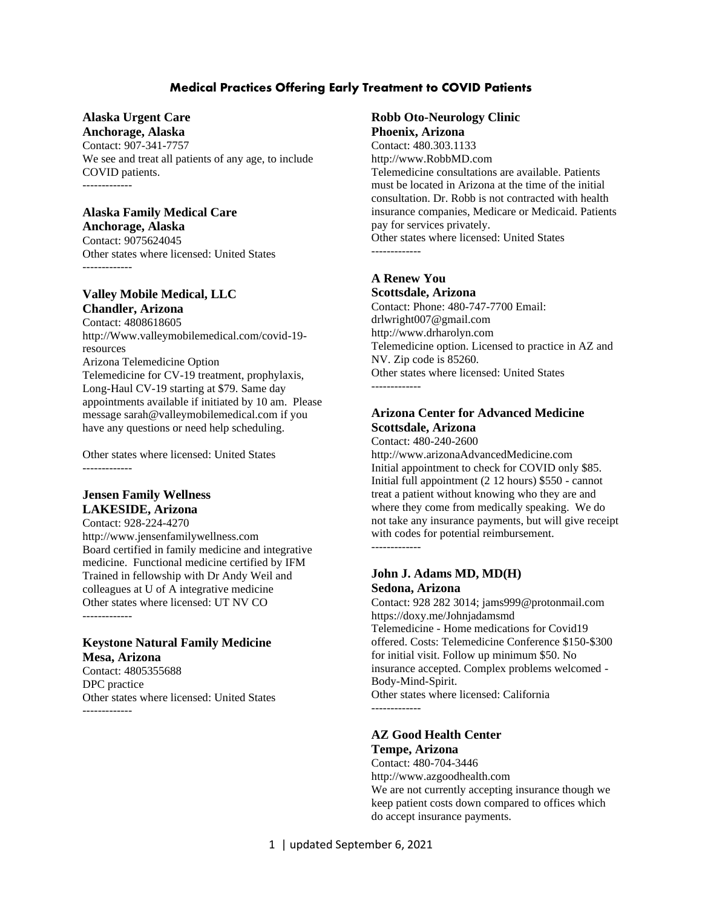# Medical Practices Offering Early Treatment to COVID Patients

**Alaska Urgent Care**
**Anchorage, Alaska**
Contact: 907-341-7757
We see and treat all patients of any age, to include COVID patients.
-------------

**Alaska Family Medical Care**
**Anchorage, Alaska**
Contact: 9075624045
Other states where licensed: United States
-------------

**Valley Mobile Medical, LLC**
**Chandler, Arizona**
Contact: 4808618605
http://Www.valleymobilemedical.com/covid-19-resources
Arizona Telemedicine Option
Telemedicine for CV-19 treatment, prophylaxis, Long-Haul CV-19 starting at $79. Same day appointments available if initiated by 10 am. Please message sarah@valleymobilemedical.com if you have any questions or need help scheduling.

Other states where licensed: United States
-------------

**Jensen Family Wellness**
**LAKESIDE, Arizona**
Contact: 928-224-4270
http://www.jensenfamilywellness.com
Board certified in family medicine and integrative medicine. Functional medicine certified by IFM Trained in fellowship with Dr Andy Weil and colleagues at U of A integrative medicine
Other states where licensed: UT NV CO
-------------

**Keystone Natural Family Medicine**
**Mesa, Arizona**
Contact: 4805355688
DPC practice
Other states where licensed: United States
-------------

**Robb Oto-Neurology Clinic**
**Phoenix, Arizona**
Contact: 480.303.1133
http://www.RobbMD.com
Telemedicine consultations are available. Patients must be located in Arizona at the time of the initial consultation. Dr. Robb is not contracted with health insurance companies, Medicare or Medicaid. Patients pay for services privately.
Other states where licensed: United States
-------------

**A Renew You**
**Scottsdale, Arizona**
Contact: Phone: 480-747-7700 Email: drlwright007@gmail.com
http://www.drharolyn.com
Telemedicine option. Licensed to practice in AZ and NV. Zip code is 85260.
Other states where licensed: United States
-------------

**Arizona Center for Advanced Medicine**
**Scottsdale, Arizona**
Contact: 480-240-2600
http://www.arizonaAdvancedMedicine.com
Initial appointment to check for COVID only $85. Initial full appointment (2 12 hours) $550 - cannot treat a patient without knowing who they are and where they come from medically speaking. We do not take any insurance payments, but will give receipt with codes for potential reimbursement.
-------------

**John J. Adams MD, MD(H)**
**Sedona, Arizona**
Contact: 928 282 3014; jams999@protonmail.com
https://doxy.me/Johnjadamsmd
Telemedicine - Home medications for Covid19 offered. Costs: Telemedicine Conference $150-$300 for initial visit. Follow up minimum $50. No insurance accepted. Complex problems welcomed - Body-Mind-Spirit.
Other states where licensed: California
-------------

**AZ Good Health Center**
**Tempe, Arizona**
Contact: 480-704-3446
http://www.azgoodhealth.com
We are not currently accepting insurance though we keep patient costs down compared to offices which do accept insurance payments.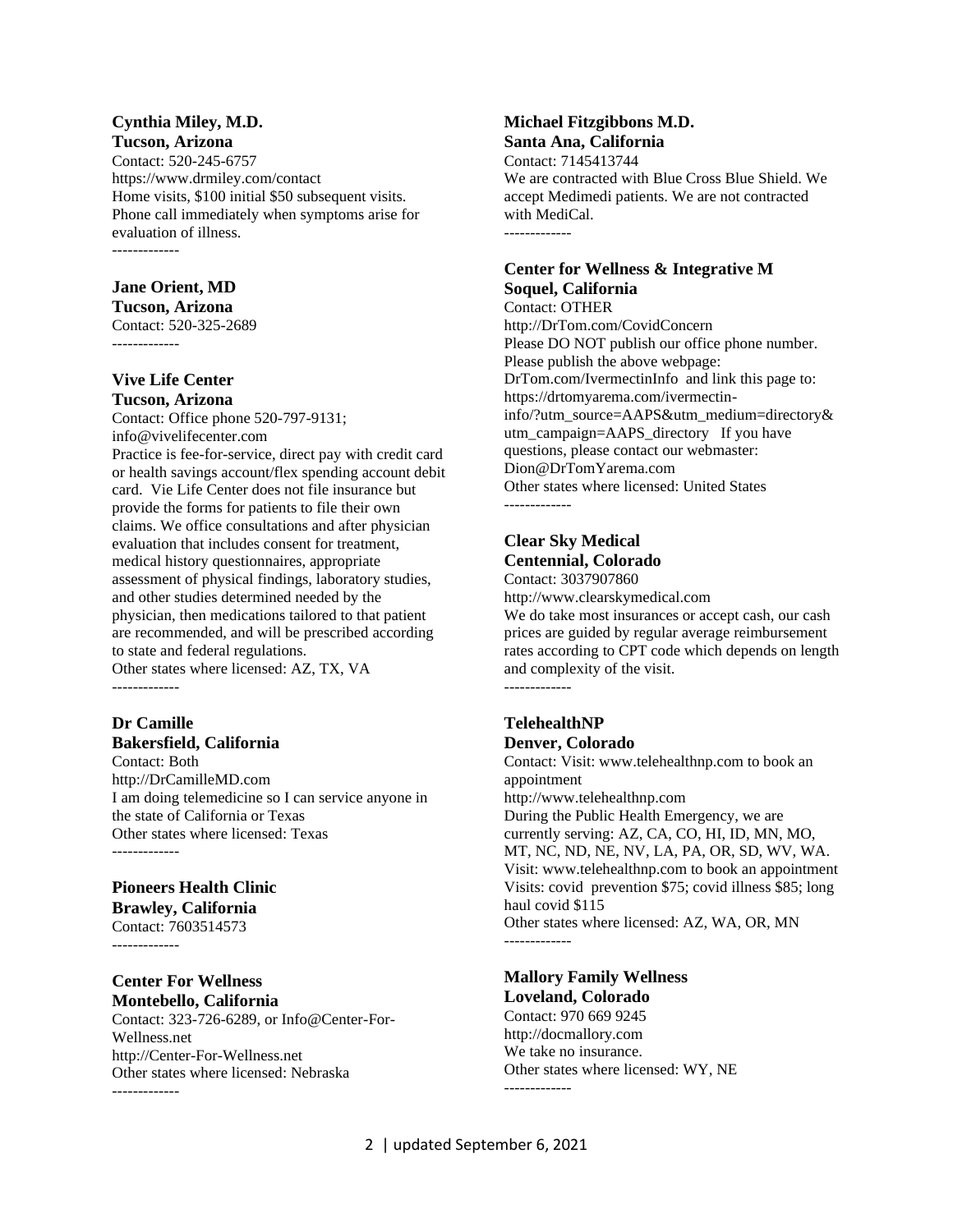**Cynthia Miley, M.D.**
**Tucson, Arizona**
Contact: 520-245-6757
https://www.drmiley.com/contact
Home visits, $100 initial $50 subsequent visits. Phone call immediately when symptoms arise for evaluation of illness.
-------------

**Jane Orient, MD**
**Tucson, Arizona**
Contact: 520-325-2689
-------------

**Vive Life Center**
**Tucson, Arizona**
Contact: Office phone 520-797-9131; info@vivelifecenter.com
Practice is fee-for-service, direct pay with credit card or health savings account/flex spending account debit card. Vie Life Center does not file insurance but provide the forms for patients to file their own claims. We office consultations and after physician evaluation that includes consent for treatment, medical history questionnaires, appropriate assessment of physical findings, laboratory studies, and other studies determined needed by the physician, then medications tailored to that patient are recommended, and will be prescribed according to state and federal regulations.
Other states where licensed: AZ, TX, VA
-------------

**Dr Camille**
**Bakersfield, California**
Contact: Both
http://DrCamilleMD.com
I am doing telemedicine so I can service anyone in the state of California or Texas
Other states where licensed: Texas
-------------

**Pioneers Health Clinic**
**Brawley, California**
Contact: 7603514573
-------------

**Center For Wellness**
**Montebello, California**
Contact: 323-726-6289, or Info@Center-For-Wellness.net
http://Center-For-Wellness.net
Other states where licensed: Nebraska
-------------

**Michael Fitzgibbons M.D.**
**Santa Ana, California**
Contact: 7145413744
We are contracted with Blue Cross Blue Shield. We accept Medimedi patients. We are not contracted with MediCal.
-------------

**Center for Wellness & Integrative M**
**Soquel, California**
Contact: OTHER
http://DrTom.com/CovidConcern
Please DO NOT publish our office phone number. Please publish the above webpage: DrTom.com/IvermectinInfo and link this page to: https://drtomyarema.com/ivermectin-info/?utm_source=AAPS&utm_medium=directory&utm_campaign=AAPS_directory If you have questions, please contact our webmaster: Dion@DrTomYarema.com
Other states where licensed: United States
-------------

**Clear Sky Medical**
**Centennial, Colorado**
Contact: 3037907860
http://www.clearskymedical.com
We do take most insurances or accept cash, our cash prices are guided by regular average reimbursement rates according to CPT code which depends on length and complexity of the visit.
-------------

**TelehealthNP**
**Denver, Colorado**
Contact: Visit: www.telehealthnp.com to book an appointment
http://www.telehealthnp.com
During the Public Health Emergency, we are currently serving: AZ, CA, CO, HI, ID, MN, MO, MT, NC, ND, NE, NV, LA, PA, OR, SD, WV, WA. Visit: www.telehealthnp.com to book an appointment Visits: covid prevention $75; covid illness $85; long haul covid $115
Other states where licensed: AZ, WA, OR, MN
-------------

**Mallory Family Wellness**
**Loveland, Colorado**
Contact: 970 669 9245
http://docmallory.com
We take no insurance.
Other states where licensed: WY, NE
-------------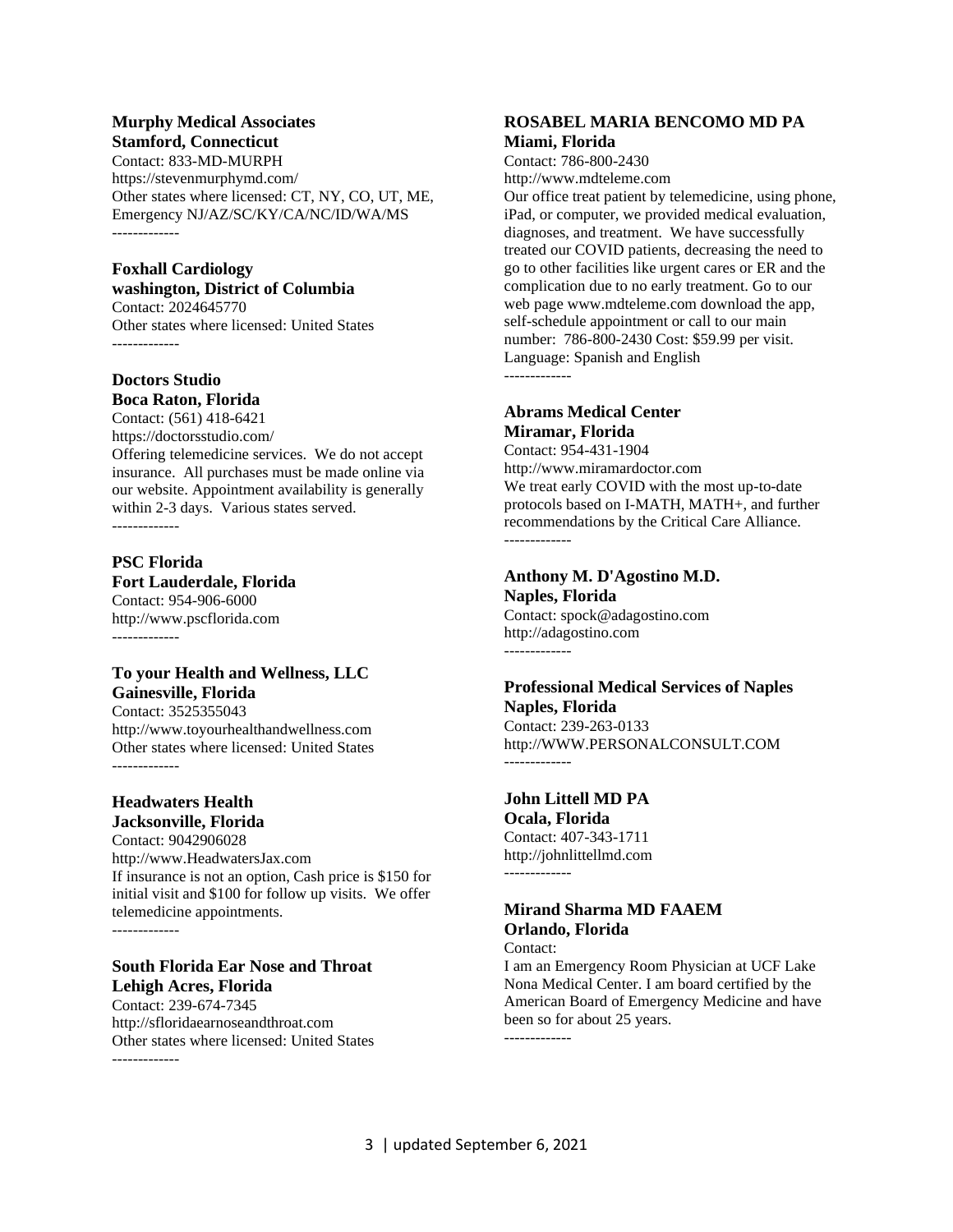**Murphy Medical Associates**
**Stamford, Connecticut**
Contact: 833-MD-MURPH
https://stevenmurphymd.com/
Other states where licensed: CT, NY, CO, UT, ME, Emergency NJ/AZ/SC/KY/CA/NC/ID/WA/MS

-------------

**Foxhall Cardiology**
**washington, District of Columbia**
Contact: 2024645770
Other states where licensed: United States

-------------

**Doctors Studio**
**Boca Raton, Florida**
Contact: (561) 418-6421
https://doctorsstudio.com/
Offering telemedicine services. We do not accept insurance. All purchases must be made online via our website. Appointment availability is generally within 2-3 days. Various states served.

-------------

**PSC Florida**
**Fort Lauderdale, Florida**
Contact: 954-906-6000
http://www.pscflorida.com

-------------

**To your Health and Wellness, LLC**
**Gainesville, Florida**
Contact: 3525355043
http://www.toyourhealthandwellness.com
Other states where licensed: United States

-------------

**Headwaters Health**
**Jacksonville, Florida**
Contact: 9042906028
http://www.HeadwatersJax.com
If insurance is not an option, Cash price is $150 for initial visit and $100 for follow up visits. We offer telemedicine appointments.

-------------

**South Florida Ear Nose and Throat**
**Lehigh Acres, Florida**
Contact: 239-674-7345
http://sfloridaearnoseandthroat.com
Other states where licensed: United States

-------------

**ROSABEL MARIA BENCOMO MD PA**
**Miami, Florida**
Contact: 786-800-2430
http://www.mdteleme.com
Our office treat patient by telemedicine, using phone, iPad, or computer, we provided medical evaluation, diagnoses, and treatment. We have successfully treated our COVID patients, decreasing the need to go to other facilities like urgent cares or ER and the complication due to no early treatment. Go to our web page www.mdteleme.com download the app, self-schedule appointment or call to our main number: 786-800-2430 Cost: $59.99 per visit. Language: Spanish and English

-------------

**Abrams Medical Center**
**Miramar, Florida**
Contact: 954-431-1904
http://www.miramardoctor.com
We treat early COVID with the most up-to-date protocols based on I-MATH, MATH+, and further recommendations by the Critical Care Alliance.

-------------

**Anthony M. D'Agostino M.D.**
**Naples, Florida**
Contact: spock@adagostino.com
http://adagostino.com

-------------

**Professional Medical Services of Naples**
**Naples, Florida**
Contact: 239-263-0133
http://WWW.PERSONALCONSULT.COM

-------------

**John Littell MD PA**
**Ocala, Florida**
Contact: 407-343-1711
http://johnlittellmd.com

-------------

**Mirand Sharma MD FAAEM**
**Orlando, Florida**
Contact:
I am an Emergency Room Physician at UCF Lake Nona Medical Center. I am board certified by the American Board of Emergency Medicine and have been so for about 25 years.

-------------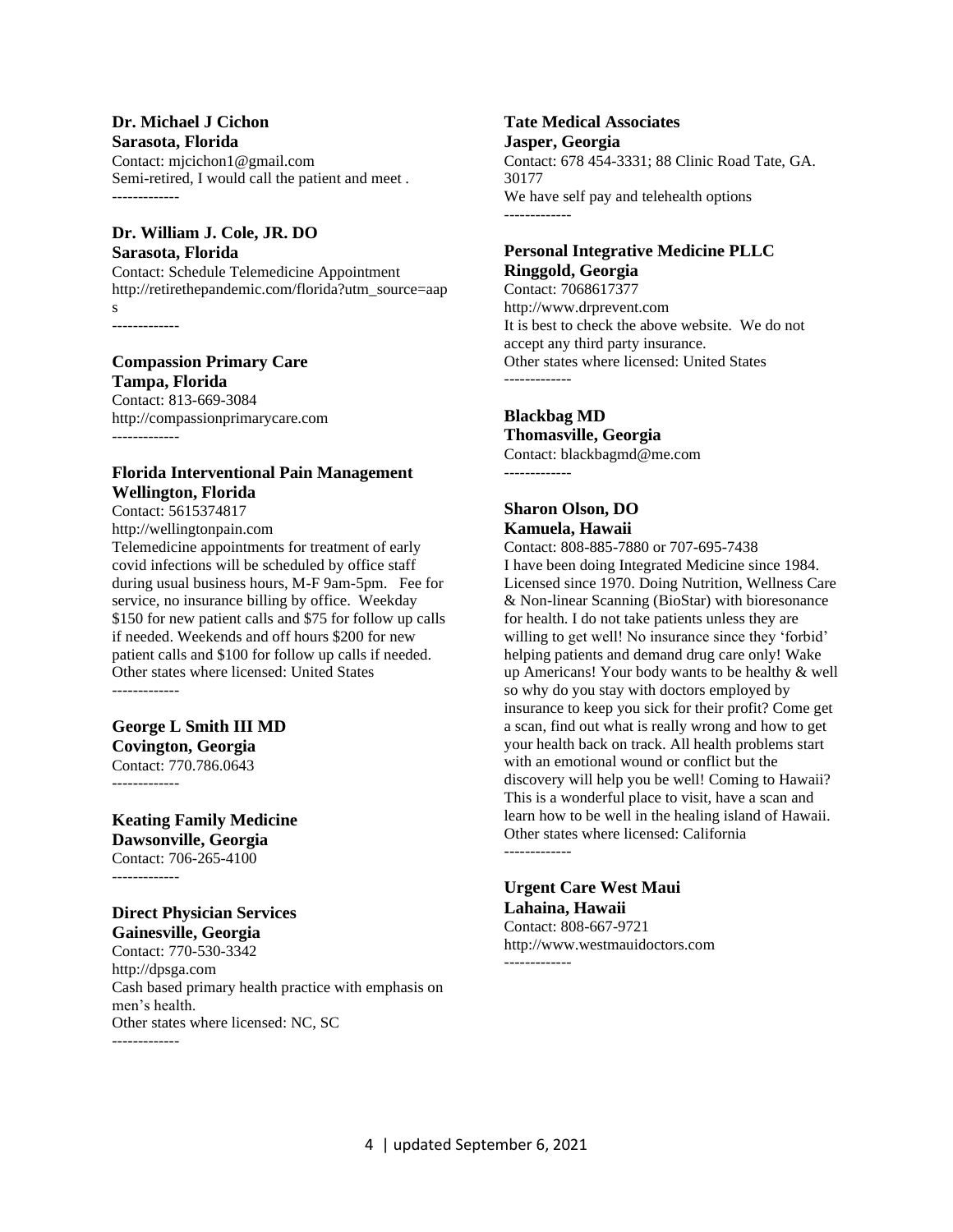**Dr. Michael J Cichon**
**Sarasota, Florida**
Contact: mjcichon1@gmail.com
Semi-retired, I would call the patient and meet .
-------------

**Dr. William J. Cole, JR. DO**
**Sarasota, Florida**
Contact: Schedule Telemedicine Appointment
http://retirethepandemic.com/florida?utm_source=aaps
-------------

**Compassion Primary Care**
**Tampa, Florida**
Contact: 813-669-3084
http://compassionprimarycare.com
-------------

**Florida Interventional Pain Management**
**Wellington, Florida**
Contact: 5615374817
http://wellingtonpain.com
Telemedicine appointments for treatment of early covid infections will be scheduled by office staff during usual business hours, M-F 9am-5pm. Fee for service, no insurance billing by office. Weekday $150 for new patient calls and $75 for follow up calls if needed. Weekends and off hours $200 for new patient calls and $100 for follow up calls if needed.
Other states where licensed: United States
-------------

**George L Smith III MD**
**Covington, Georgia**
Contact: 770.786.0643
-------------

**Keating Family Medicine**
**Dawsonville, Georgia**
Contact: 706-265-4100
-------------

**Direct Physician Services**
**Gainesville, Georgia**
Contact: 770-530-3342
http://dpsga.com
Cash based primary health practice with emphasis on men's health.
Other states where licensed: NC, SC
-------------

**Tate Medical Associates**
**Jasper, Georgia**
Contact: 678 454-3331; 88 Clinic Road Tate, GA. 30177
We have self pay and telehealth options
-------------

**Personal Integrative Medicine PLLC**
**Ringgold, Georgia**
Contact: 7068617377
http://www.drprevent.com
It is best to check the above website. We do not accept any third party insurance.
Other states where licensed: United States
-------------

**Blackbag MD**
**Thomasville, Georgia**
Contact: blackbagmd@me.com
-------------

**Sharon Olson, DO**
**Kamuela, Hawaii**
Contact: 808-885-7880 or 707-695-7438
I have been doing Integrated Medicine since 1984. Licensed since 1970. Doing Nutrition, Wellness Care & Non-linear Scanning (BioStar) with bioresonance for health. I do not take patients unless they are willing to get well! No insurance since they 'forbid' helping patients and demand drug care only! Wake up Americans! Your body wants to be healthy & well so why do you stay with doctors employed by insurance to keep you sick for their profit? Come get a scan, find out what is really wrong and how to get your health back on track. All health problems start with an emotional wound or conflict but the discovery will help you be well! Coming to Hawaii? This is a wonderful place to visit, have a scan and learn how to be well in the healing island of Hawaii.
Other states where licensed: California
-------------

**Urgent Care West Maui**
**Lahaina, Hawaii**
Contact: 808-667-9721
http://www.westmauidoctors.com
-------------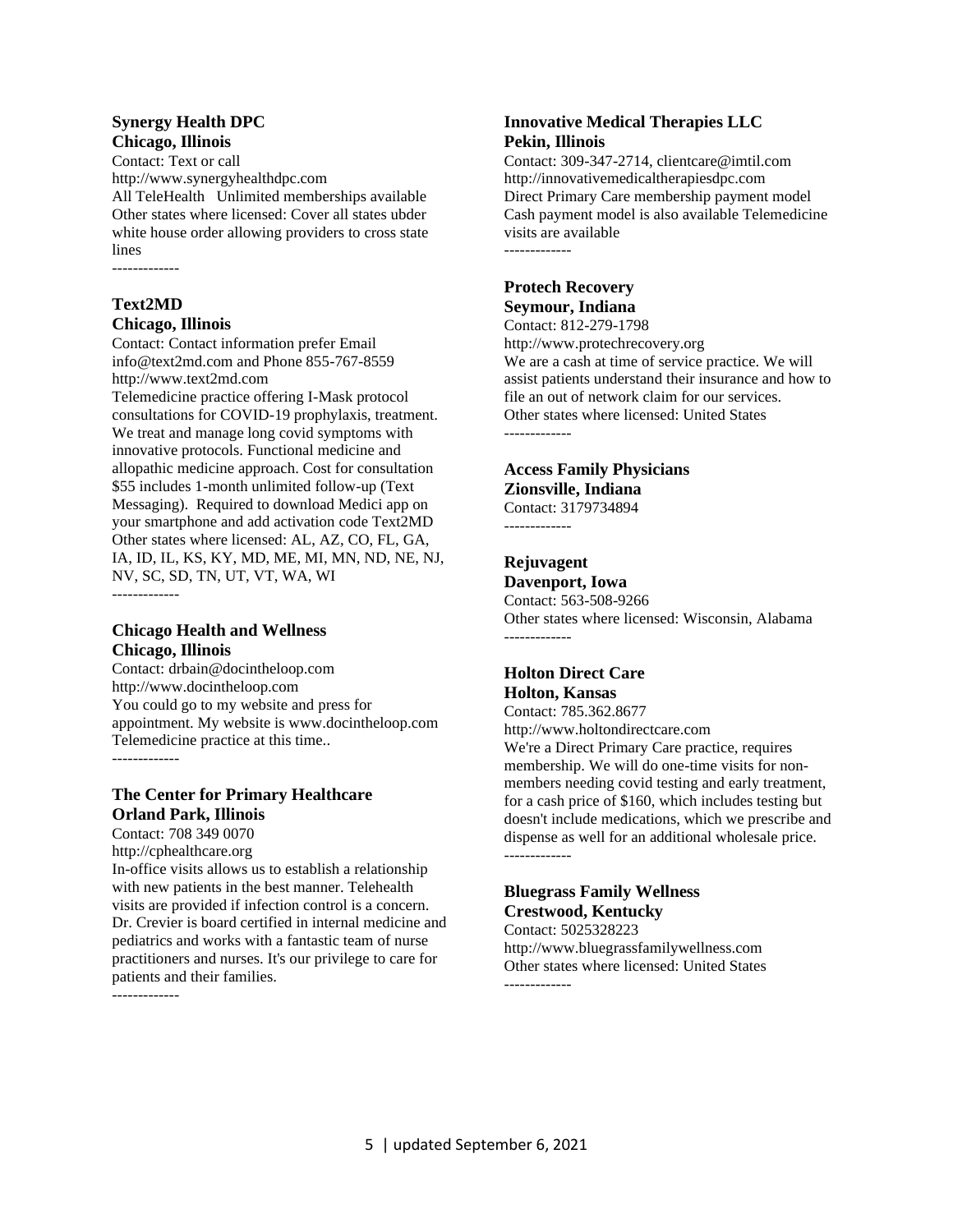**Synergy Health DPC**
**Chicago, Illinois**
Contact: Text or call
http://www.synergyhealthdpc.com
All TeleHealth Unlimited memberships available
Other states where licensed: Cover all states ubder white house order allowing providers to cross state lines

-------------

**Text2MD**
**Chicago, Illinois**
Contact: Contact information prefer Email info@text2md.com and Phone 855-767-8559
http://www.text2md.com
Telemedicine practice offering I-Mask protocol consultations for COVID-19 prophylaxis, treatment. We treat and manage long covid symptoms with innovative protocols. Functional medicine and allopathic medicine approach. Cost for consultation $55 includes 1-month unlimited follow-up (Text Messaging). Required to download Medici app on your smartphone and add activation code Text2MD
Other states where licensed: AL, AZ, CO, FL, GA, IA, ID, IL, KS, KY, MD, ME, MI, MN, ND, NE, NJ, NV, SC, SD, TN, UT, VT, WA, WI

-------------

**Chicago Health and Wellness**
**Chicago, Illinois**
Contact: drbain@docintheloop.com
http://www.docintheloop.com
You could go to my website and press for appointment. My website is www.docintheloop.com
Telemedicine practice at this time..

-------------

**The Center for Primary Healthcare**
**Orland Park, Illinois**
Contact: 708 349 0070
http://cphealthcare.org
In-office visits allows us to establish a relationship with new patients in the best manner. Telehealth visits are provided if infection control is a concern. Dr. Crevier is board certified in internal medicine and pediatrics and works with a fantastic team of nurse practitioners and nurses. It's our privilege to care for patients and their families.

-------------

**Innovative Medical Therapies LLC**
**Pekin, Illinois**
Contact: 309-347-2714, clientcare@imtil.com
http://innovativemedicaltherapiesdpc.com
Direct Primary Care membership payment model
Cash payment model is also available Telemedicine visits are available

-------------

**Protech Recovery**
**Seymour, Indiana**
Contact: 812-279-1798
http://www.protechrecovery.org
We are a cash at time of service practice. We will assist patients understand their insurance and how to file an out of network claim for our services.
Other states where licensed: United States

-------------

**Access Family Physicians**
**Zionsville, Indiana**
Contact: 3179734894

-------------

**Rejuvagent**
**Davenport, Iowa**
Contact: 563-508-9266
Other states where licensed: Wisconsin, Alabama

-------------

**Holton Direct Care**
**Holton, Kansas**
Contact: 785.362.8677
http://www.holtondirectcare.com
We're a Direct Primary Care practice, requires membership. We will do one-time visits for non-members needing covid testing and early treatment, for a cash price of $160, which includes testing but doesn't include medications, which we prescribe and dispense as well for an additional wholesale price.

-------------

**Bluegrass Family Wellness**
**Crestwood, Kentucky**
Contact: 5025328223
http://www.bluegrassfamilywellness.com
Other states where licensed: United States

-------------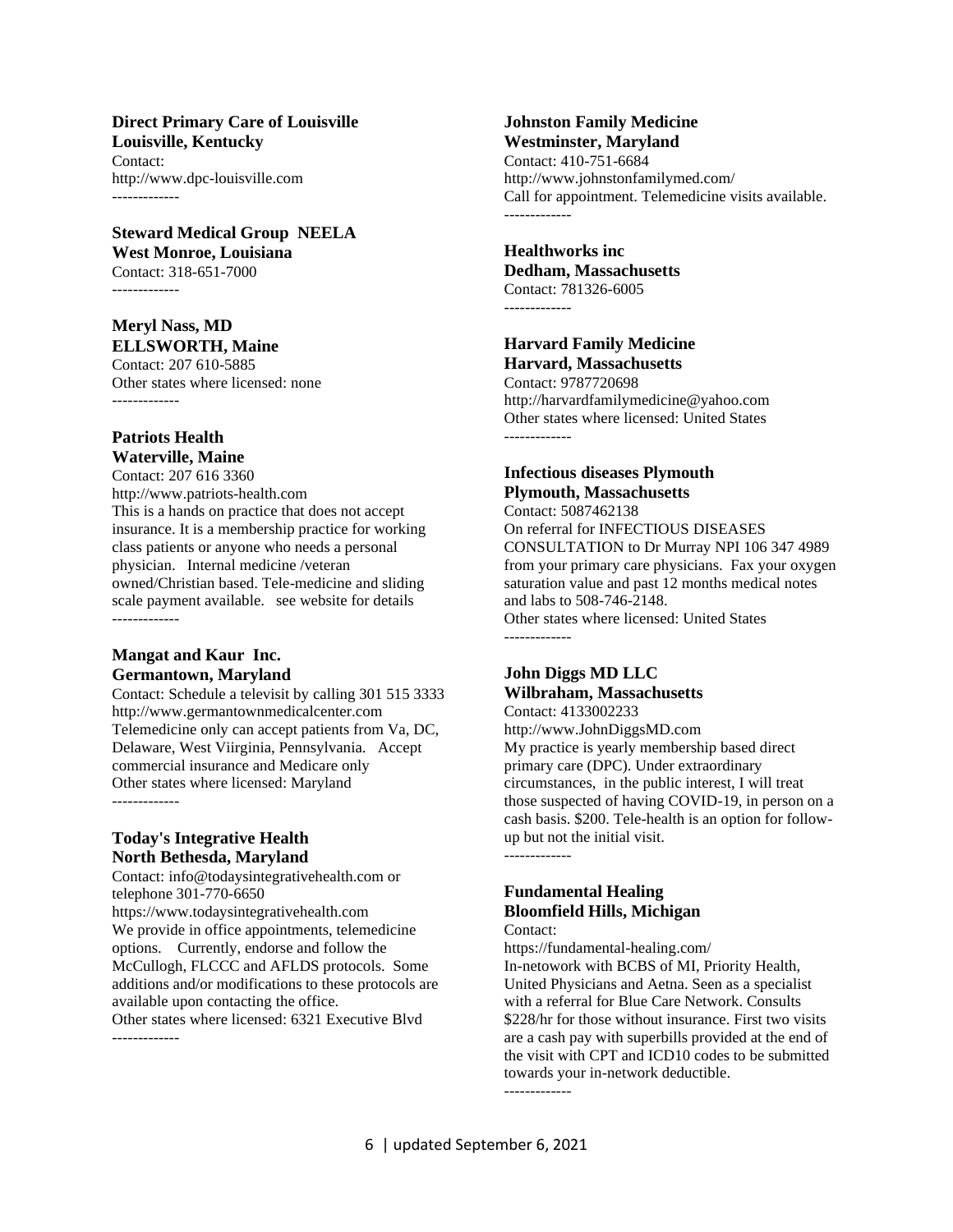**Direct Primary Care of Louisville**
**Louisville, Kentucky**
Contact:
http://www.dpc-louisville.com
-------------

**Steward Medical Group NEELA**
**West Monroe, Louisiana**
Contact: 318-651-7000
-------------

**Meryl Nass, MD**
**ELLSWORTH, Maine**
Contact: 207 610-5885
Other states where licensed: none
-------------

**Patriots Health**
**Waterville, Maine**
Contact: 207 616 3360
http://www.patriots-health.com
This is a hands on practice that does not accept insurance. It is a membership practice for working class patients or anyone who needs a personal physician. Internal medicine /veteran owned/Christian based. Tele-medicine and sliding scale payment available. see website for details
-------------

**Mangat and Kaur Inc.**
**Germantown, Maryland**
Contact: Schedule a televisit by calling 301 515 3333
http://www.germantownmedicalcenter.com
Telemedicine only can accept patients from Va, DC, Delaware, West Viirginia, Pennsylvania. Accept commercial insurance and Medicare only
Other states where licensed: Maryland
-------------

**Today's Integrative Health**
**North Bethesda, Maryland**
Contact: info@todaysintegrativehealth.com or telephone 301-770-6650
https://www.todaysintegrativehealth.com
We provide in office appointments, telemedicine options. Currently, endorse and follow the McCullogh, FLCCC and AFLDS protocols. Some additions and/or modifications to these protocols are available upon contacting the office.
Other states where licensed: 6321 Executive Blvd
-------------

**Johnston Family Medicine**
**Westminster, Maryland**
Contact: 410-751-6684
http://www.johnstonfamilymed.com/
Call for appointment. Telemedicine visits available.
-------------

**Healthworks inc**
**Dedham, Massachusetts**
Contact: 781326-6005
-------------

**Harvard Family Medicine**
**Harvard, Massachusetts**
Contact: 9787720698
http://harvardfamilymedicine@yahoo.com
Other states where licensed: United States
-------------

**Infectious diseases Plymouth**
**Plymouth, Massachusetts**
Contact: 5087462138
On referral for INFECTIOUS DISEASES CONSULTATION to Dr Murray NPI 106 347 4989 from your primary care physicians. Fax your oxygen saturation value and past 12 months medical notes and labs to 508-746-2148.
Other states where licensed: United States
-------------

**John Diggs MD LLC**
**Wilbraham, Massachusetts**
Contact: 4133002233
http://www.JohnDiggsMD.com
My practice is yearly membership based direct primary care (DPC). Under extraordinary circumstances, in the public interest, I will treat those suspected of having COVID-19, in person on a cash basis. $200. Tele-health is an option for follow-up but not the initial visit.
-------------

**Fundamental Healing**
**Bloomfield Hills, Michigan**
Contact:
https://fundamental-healing.com/
In-netowork with BCBS of MI, Priority Health, United Physicians and Aetna. Seen as a specialist with a referral for Blue Care Network. Consults $228/hr for those without insurance. First two visits are a cash pay with superbills provided at the end of the visit with CPT and ICD10 codes to be submitted towards your in-network deductible.
-------------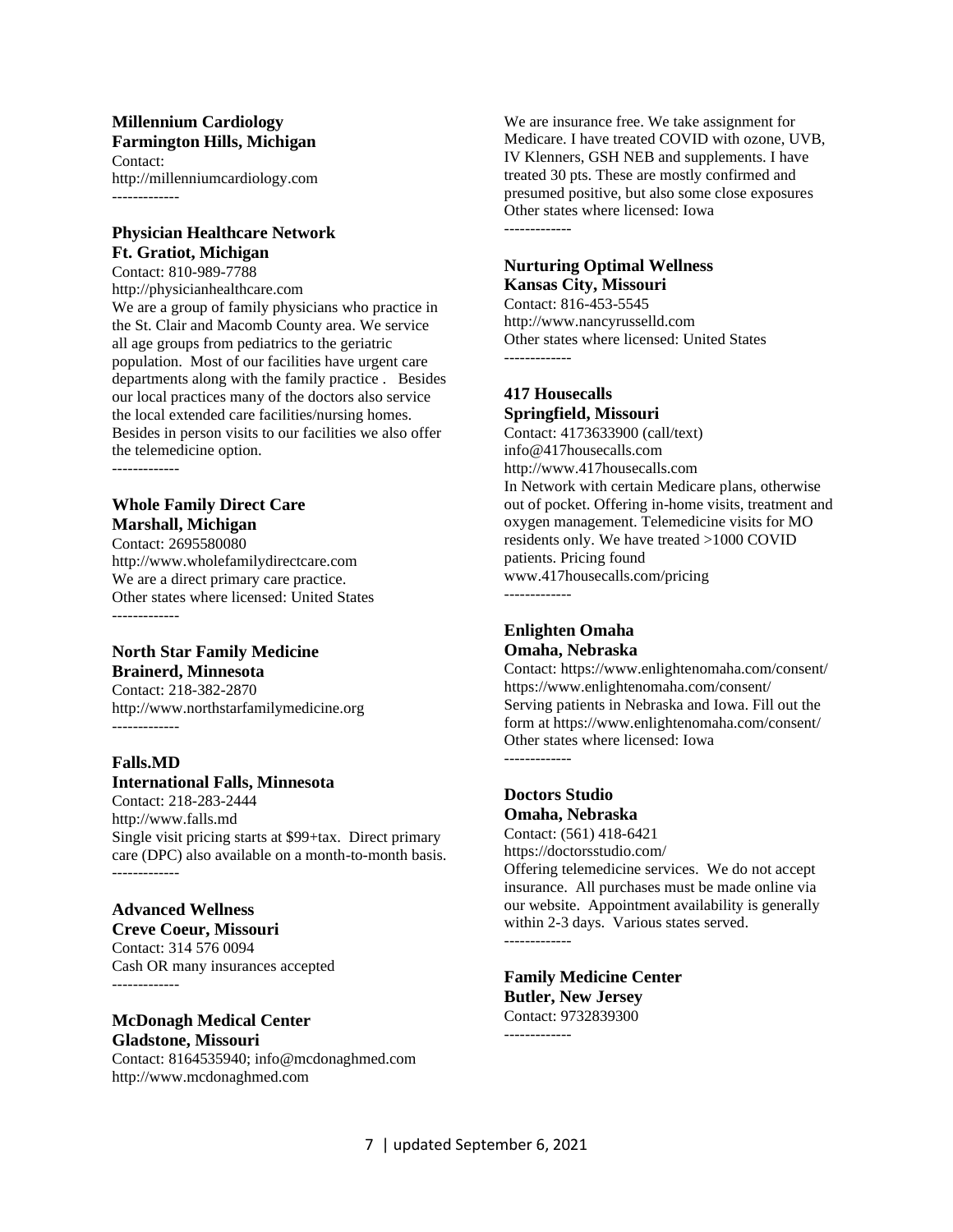**Millennium Cardiology**
**Farmington Hills, Michigan**
Contact:
http://millenniumcardiology.com
-------------

**Physician Healthcare Network**
**Ft. Gratiot, Michigan**
Contact: 810-989-7788
http://physicianhealthcare.com
We are a group of family physicians who practice in the St. Clair and Macomb County area. We service all age groups from pediatrics to the geriatric population. Most of our facilities have urgent care departments along with the family practice . Besides our local practices many of the doctors also service the local extended care facilities/nursing homes. Besides in person visits to our facilities we also offer the telemedicine option.
-------------

**Whole Family Direct Care**
**Marshall, Michigan**
Contact: 2695580080
http://www.wholefamilydirectcare.com
We are a direct primary care practice.
Other states where licensed: United States
-------------

**North Star Family Medicine**
**Brainerd, Minnesota**
Contact: 218-382-2870
http://www.northstarfamilymedicine.org
-------------

**Falls.MD**
**International Falls, Minnesota**
Contact: 218-283-2444
http://www.falls.md
Single visit pricing starts at $99+tax. Direct primary care (DPC) also available on a month-to-month basis.
-------------

**Advanced Wellness**
**Creve Coeur, Missouri**
Contact: 314 576 0094
Cash OR many insurances accepted
-------------

**McDonagh Medical Center**
**Gladstone, Missouri**
Contact: 8164535940; info@mcdonaghmed.com
http://www.mcdonaghmed.com
We are insurance free. We take assignment for Medicare. I have treated COVID with ozone, UVB, IV Klenners, GSH NEB and supplements. I have treated 30 pts. These are mostly confirmed and presumed positive, but also some close exposures
Other states where licensed: Iowa
-------------

**Nurturing Optimal Wellness**
**Kansas City, Missouri**
Contact: 816-453-5545
http://www.nancyrusselld.com
Other states where licensed: United States
-------------

**417 Housecalls**
**Springfield, Missouri**
Contact: 4173633900 (call/text)
info@417housecalls.com
http://www.417housecalls.com
In Network with certain Medicare plans, otherwise out of pocket. Offering in-home visits, treatment and oxygen management. Telemedicine visits for MO residents only. We have treated >1000 COVID patients. Pricing found
www.417housecalls.com/pricing
-------------

**Enlighten Omaha**
**Omaha, Nebraska**
Contact: https://www.enlightenomaha.com/consent/
https://www.enlightenomaha.com/consent/
Serving patients in Nebraska and Iowa. Fill out the form at https://www.enlightenomaha.com/consent/
Other states where licensed: Iowa
-------------

**Doctors Studio**
**Omaha, Nebraska**
Contact: (561) 418-6421
https://doctorsstudio.com/
Offering telemedicine services. We do not accept insurance. All purchases must be made online via our website. Appointment availability is generally within 2-3 days. Various states served.
-------------

**Family Medicine Center**
**Butler, New Jersey**
Contact: 9732839300
-------------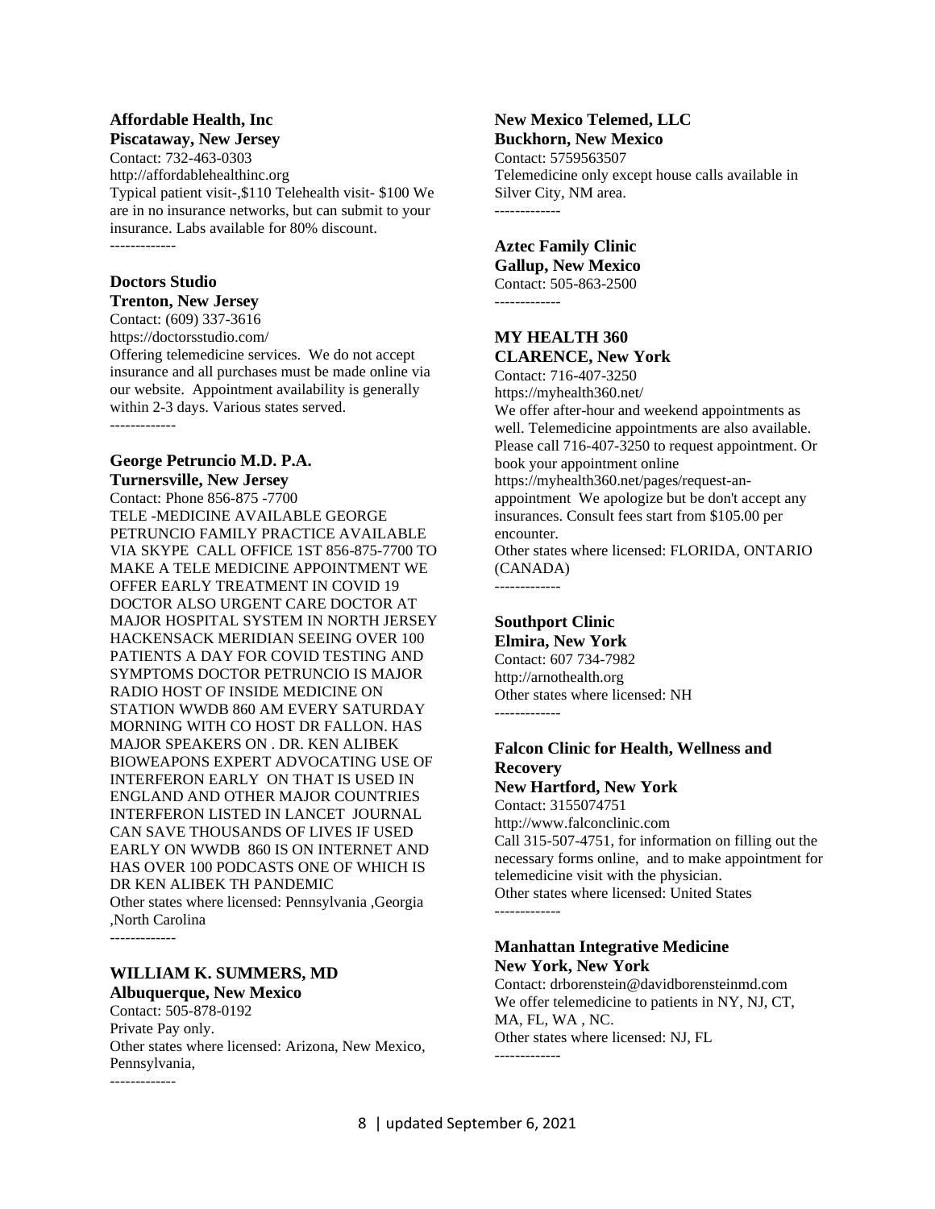**Affordable Health, Inc**
**Piscataway, New Jersey**
Contact: 732-463-0303
http://affordablehealthinc.org
Typical patient visit-,$110 Telehealth visit- $100 We are in no insurance networks, but can submit to your insurance. Labs available for 80% discount.
-------------

**Doctors Studio**
**Trenton, New Jersey**
Contact: (609) 337-3616
https://doctorsstudio.com/
Offering telemedicine services. We do not accept insurance and all purchases must be made online via our website. Appointment availability is generally within 2-3 days. Various states served.
-------------

**George Petruncio M.D. P.A.**
**Turnersville, New Jersey**
Contact: Phone 856-875 -7700
TELE -MEDICINE AVAILABLE GEORGE PETRUNCIO FAMILY PRACTICE AVAILABLE VIA SKYPE CALL OFFICE 1ST 856-875-7700 TO MAKE A TELE MEDICINE APPOINTMENT WE OFFER EARLY TREATMENT IN COVID 19 DOCTOR ALSO URGENT CARE DOCTOR AT MAJOR HOSPITAL SYSTEM IN NORTH JERSEY HACKENSACK MERIDIAN SEEING OVER 100 PATIENTS A DAY FOR COVID TESTING AND SYMPTOMS DOCTOR PETRUNCIO IS MAJOR RADIO HOST OF INSIDE MEDICINE ON STATION WWDB 860 AM EVERY SATURDAY MORNING WITH CO HOST DR FALLON. HAS MAJOR SPEAKERS ON . DR. KEN ALIBEK BIOWEAPONS EXPERT ADVOCATING USE OF INTERFERON EARLY ON THAT IS USED IN ENGLAND AND OTHER MAJOR COUNTRIES INTERFERON LISTED IN LANCET JOURNAL CAN SAVE THOUSANDS OF LIVES IF USED EARLY ON WWDB 860 IS ON INTERNET AND HAS OVER 100 PODCASTS ONE OF WHICH IS DR KEN ALIBEK TH PANDEMIC
Other states where licensed: Pennsylvania ,Georgia ,North Carolina
-------------

**WILLIAM K. SUMMERS, MD**
**Albuquerque, New Mexico**
Contact: 505-878-0192
Private Pay only.
Other states where licensed: Arizona, New Mexico, Pennsylvania,
-------------

**New Mexico Telemed, LLC**
**Buckhorn, New Mexico**
Contact: 5759563507
Telemedicine only except house calls available in Silver City, NM area.
-------------

**Aztec Family Clinic**
**Gallup, New Mexico**
Contact: 505-863-2500
-------------

**MY HEALTH 360**
**CLARENCE, New York**
Contact: 716-407-3250
https://myhealth360.net/
We offer after-hour and weekend appointments as well. Telemedicine appointments are also available. Please call 716-407-3250 to request appointment. Or book your appointment online https://myhealth360.net/pages/request-an-appointment We apologize but be don't accept any insurances. Consult fees start from $105.00 per encounter.
Other states where licensed: FLORIDA, ONTARIO (CANADA)
-------------

**Southport Clinic**
**Elmira, New York**
Contact: 607 734-7982
http://arnothealth.org
Other states where licensed: NH
-------------

**Falcon Clinic for Health, Wellness and Recovery**
**New Hartford, New York**
Contact: 3155074751
http://www.falconclinic.com
Call 315-507-4751, for information on filling out the necessary forms online, and to make appointment for telemedicine visit with the physician.
Other states where licensed: United States
-------------

**Manhattan Integrative Medicine**
**New York, New York**
Contact: drborenstein@davidborensteinmd.com
We offer telemedicine to patients in NY, NJ, CT, MA, FL, WA , NC.
Other states where licensed: NJ, FL
-------------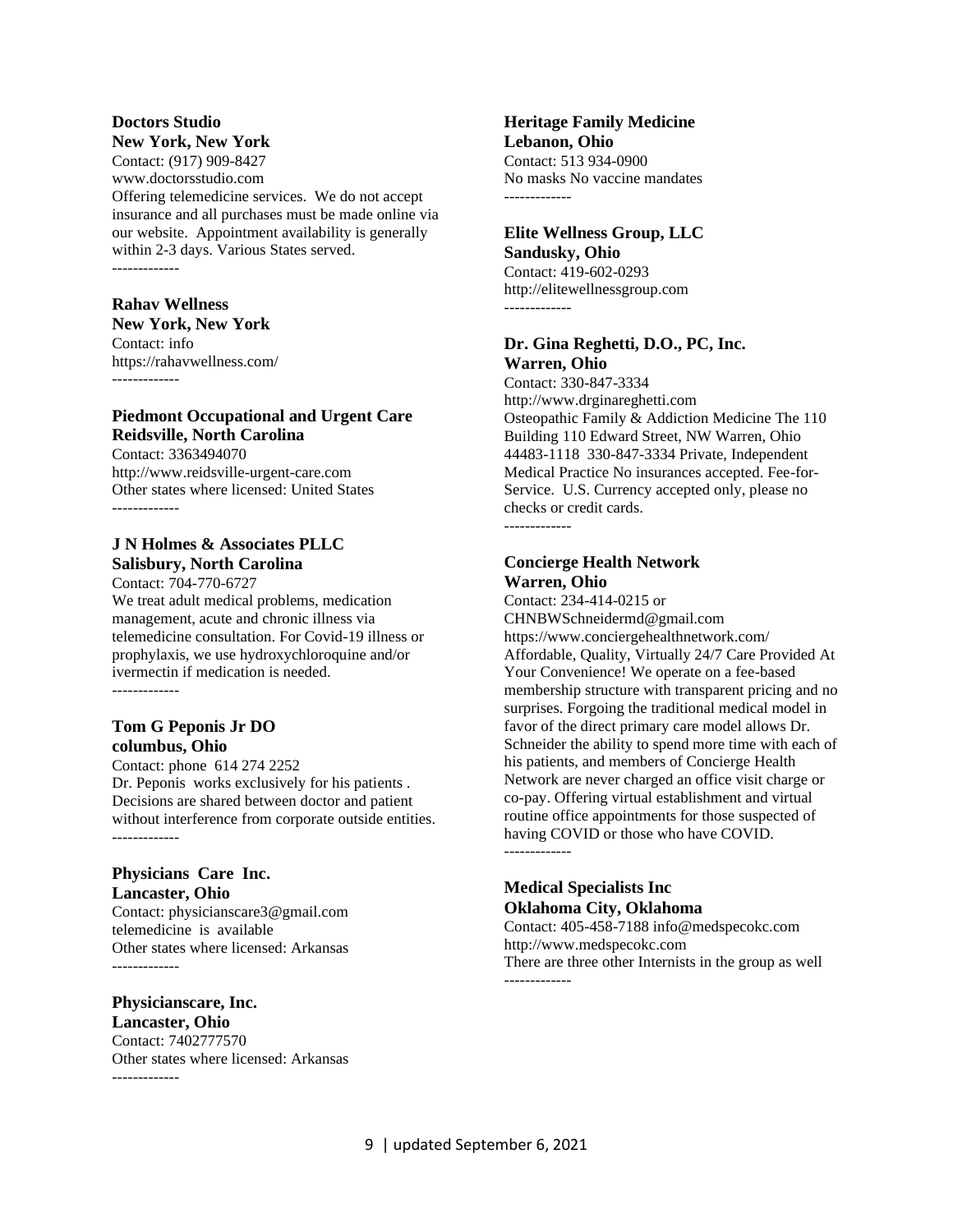**Doctors Studio**
**New York, New York**
Contact: (917) 909-8427
www.doctorsstudio.com
Offering telemedicine services. We do not accept insurance and all purchases must be made online via our website. Appointment availability is generally within 2-3 days. Various States served.

-------------

**Rahav Wellness**
**New York, New York**
Contact: info
https://rahavwellness.com/

-------------

**Piedmont Occupational and Urgent Care**
**Reidsville, North Carolina**
Contact: 3363494070
http://www.reidsville-urgent-care.com
Other states where licensed: United States

-------------

**J N Holmes & Associates PLLC**
**Salisbury, North Carolina**
Contact: 704-770-6727
We treat adult medical problems, medication management, acute and chronic illness via telemedicine consultation. For Covid-19 illness or prophylaxis, we use hydroxychloroquine and/or ivermectin if medication is needed.

-------------

**Tom G Peponis Jr DO**
**columbus, Ohio**
Contact: phone 614 274 2252
Dr. Peponis works exclusively for his patients . Decisions are shared between doctor and patient without interference from corporate outside entities.

-------------

**Physicians Care Inc.**
**Lancaster, Ohio**
Contact: physicianscare3@gmail.com
telemedicine is available
Other states where licensed: Arkansas

-------------

**Physicianscare, Inc.**
**Lancaster, Ohio**
Contact: 7402777570
Other states where licensed: Arkansas

-------------

**Heritage Family Medicine**
**Lebanon, Ohio**
Contact: 513 934-0900
No masks No vaccine mandates

-------------

**Elite Wellness Group, LLC**
**Sandusky, Ohio**
Contact: 419-602-0293
http://elitewellnessgroup.com

-------------

**Dr. Gina Reghetti, D.O., PC, Inc.**
**Warren, Ohio**
Contact: 330-847-3334
http://www.drginareghetti.com
Osteopathic Family & Addiction Medicine The 110 Building 110 Edward Street, NW Warren, Ohio 44483-1118 330-847-3334 Private, Independent Medical Practice No insurances accepted. Fee-for-Service. U.S. Currency accepted only, please no checks or credit cards.

-------------

**Concierge Health Network**
**Warren, Ohio**
Contact: 234-414-0215 or CHNBWSchneidermd@gmail.com
https://www.conciergehealthnetwork.com/
Affordable, Quality, Virtually 24/7 Care Provided At Your Convenience! We operate on a fee-based membership structure with transparent pricing and no surprises. Forgoing the traditional medical model in favor of the direct primary care model allows Dr. Schneider the ability to spend more time with each of his patients, and members of Concierge Health Network are never charged an office visit charge or co-pay. Offering virtual establishment and virtual routine office appointments for those suspected of having COVID or those who have COVID.

-------------

**Medical Specialists Inc**
**Oklahoma City, Oklahoma**
Contact: 405-458-7188 info@medspecokc.com
http://www.medspecokc.com
There are three other Internists in the group as well

-------------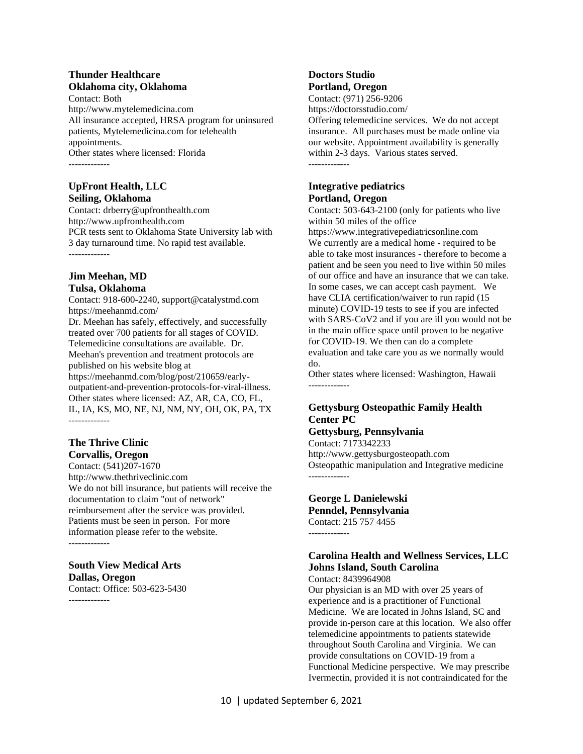**Thunder Healthcare**
**Oklahoma city, Oklahoma**
Contact: Both
http://www.mytelemedicina.com
All insurance accepted, HRSA program for uninsured patients, Mytelemedicina.com for telehealth appointments.
Other states where licensed: Florida
-------------

**UpFront Health, LLC**
**Seiling, Oklahoma**
Contact: drberry@upfronthealth.com
http://www.upfronthealth.com
PCR tests sent to Oklahoma State University lab with 3 day turnaround time. No rapid test available.
-------------

**Jim Meehan, MD**
**Tulsa, Oklahoma**
Contact: 918-600-2240, support@catalystmd.com
https://meehanmd.com/
Dr. Meehan has safely, effectively, and successfully treated over 700 patients for all stages of COVID. Telemedicine consultations are available. Dr. Meehan's prevention and treatment protocols are published on his website blog at https://meehanmd.com/blog/post/210659/early-outpatient-and-prevention-protocols-for-viral-illness.
Other states where licensed: AZ, AR, CA, CO, FL, IL, IA, KS, MO, NE, NJ, NM, NY, OH, OK, PA, TX
-------------

**The Thrive Clinic**
**Corvallis, Oregon**
Contact: (541)207-1670
http://www.thethriveclinic.com
We do not bill insurance, but patients will receive the documentation to claim "out of network" reimbursement after the service was provided. Patients must be seen in person. For more information please refer to the website.
-------------

**South View Medical Arts**
**Dallas, Oregon**
Contact: Office: 503-623-5430
-------------

**Doctors Studio**
**Portland, Oregon**
Contact: (971) 256-9206
https://doctorsstudio.com/
Offering telemedicine services. We do not accept insurance. All purchases must be made online via our website. Appointment availability is generally within 2-3 days. Various states served.
-------------

**Integrative pediatrics**
**Portland, Oregon**
Contact: 503-643-2100 (only for patients who live within 50 miles of the office
https://www.integrativepediatricsonline.com
We currently are a medical home - required to be able to take most insurances - therefore to become a patient and be seen you need to live within 50 miles of our office and have an insurance that we can take. In some cases, we can accept cash payment. We have CLIA certification/waiver to run rapid (15 minute) COVID-19 tests to see if you are infected with SARS-CoV2 and if you are ill you would not be in the main office space until proven to be negative for COVID-19. We then can do a complete evaluation and take care you as we normally would do.
Other states where licensed: Washington, Hawaii
-------------

**Gettysburg Osteopathic Family Health Center PC**
**Gettysburg, Pennsylvania**
Contact: 7173342233
http://www.gettysburgosteopath.com
Osteopathic manipulation and Integrative medicine
-------------

**George L Danielewski**
**Penndel, Pennsylvania**
Contact: 215 757 4455
-------------

**Carolina Health and Wellness Services, LLC**
**Johns Island, South Carolina**
Contact: 8439964908
Our physician is an MD with over 25 years of experience and is a practitioner of Functional Medicine. We are located in Johns Island, SC and provide in-person care at this location. We also offer telemedicine appointments to patients statewide throughout South Carolina and Virginia. We can provide consultations on COVID-19 from a Functional Medicine perspective. We may prescribe Ivermectin, provided it is not contraindicated for the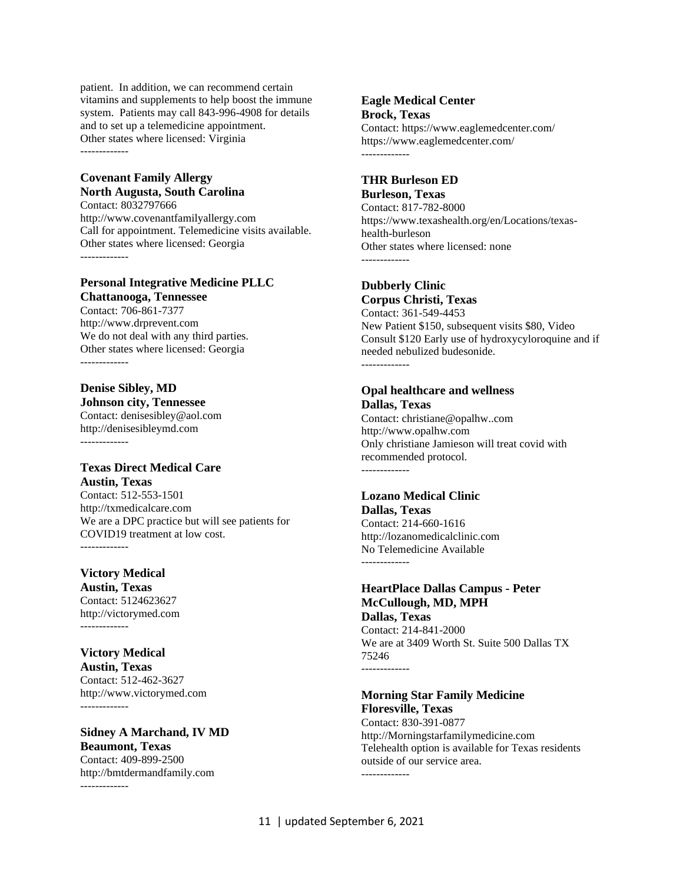patient. In addition, we can recommend certain vitamins and supplements to help boost the immune system. Patients may call 843-996-4908 for details and to set up a telemedicine appointment.
Other states where licensed: Virginia

-------------

**Covenant Family Allergy**
**North Augusta, South Carolina**
Contact: 8032797666
http://www.covenantfamilyallergy.com
Call for appointment. Telemedicine visits available.
Other states where licensed: Georgia

-------------

**Personal Integrative Medicine PLLC**
**Chattanooga, Tennessee**
Contact: 706-861-7377
http://www.drprevent.com
We do not deal with any third parties.
Other states where licensed: Georgia

-------------

**Denise Sibley, MD**
**Johnson city, Tennessee**
Contact: denisesibley@aol.com
http://denisesibleymd.com

-------------

**Texas Direct Medical Care**
**Austin, Texas**
Contact: 512-553-1501
http://txmedicalcare.com
We are a DPC practice but will see patients for COVID19 treatment at low cost.

-------------

**Victory Medical**
**Austin, Texas**
Contact: 5124623627
http://victorymed.com

-------------

**Victory Medical**
**Austin, Texas**
Contact: 512-462-3627
http://www.victorymed.com

-------------

**Sidney A Marchand, IV MD**
**Beaumont, Texas**
Contact: 409-899-2500
http://bmtdermandfamily.com

-------------

**Eagle Medical Center**
**Brock, Texas**
Contact: https://www.eaglemedcenter.com/
https://www.eaglemedcenter.com/

-------------

**THR Burleson ED**
**Burleson, Texas**
Contact: 817-782-8000
https://www.texashealth.org/en/Locations/texas-health-burleson
Other states where licensed: none

-------------

**Dubberly Clinic**
**Corpus Christi, Texas**
Contact: 361-549-4453
New Patient $150, subsequent visits $80, Video Consult $120 Early use of hydroxycyloroquine and if needed nebulized budesonide.

-------------

**Opal healthcare and wellness**
**Dallas, Texas**
Contact: christiane@opalhw..com
http://www.opalhw.com
Only christiane Jamieson will treat covid with recommended protocol.

-------------

**Lozano Medical Clinic**
**Dallas, Texas**
Contact: 214-660-1616
http://lozanomedicalclinic.com
No Telemedicine Available

-------------

**HeartPlace Dallas Campus - Peter McCullough, MD, MPH**
**Dallas, Texas**
Contact: 214-841-2000
We are at 3409 Worth St. Suite 500 Dallas TX 75246

-------------

**Morning Star Family Medicine**
**Floresville, Texas**
Contact: 830-391-0877
http://Morningstarfamilymedicine.com
Telehealth option is available for Texas residents outside of our service area.

-------------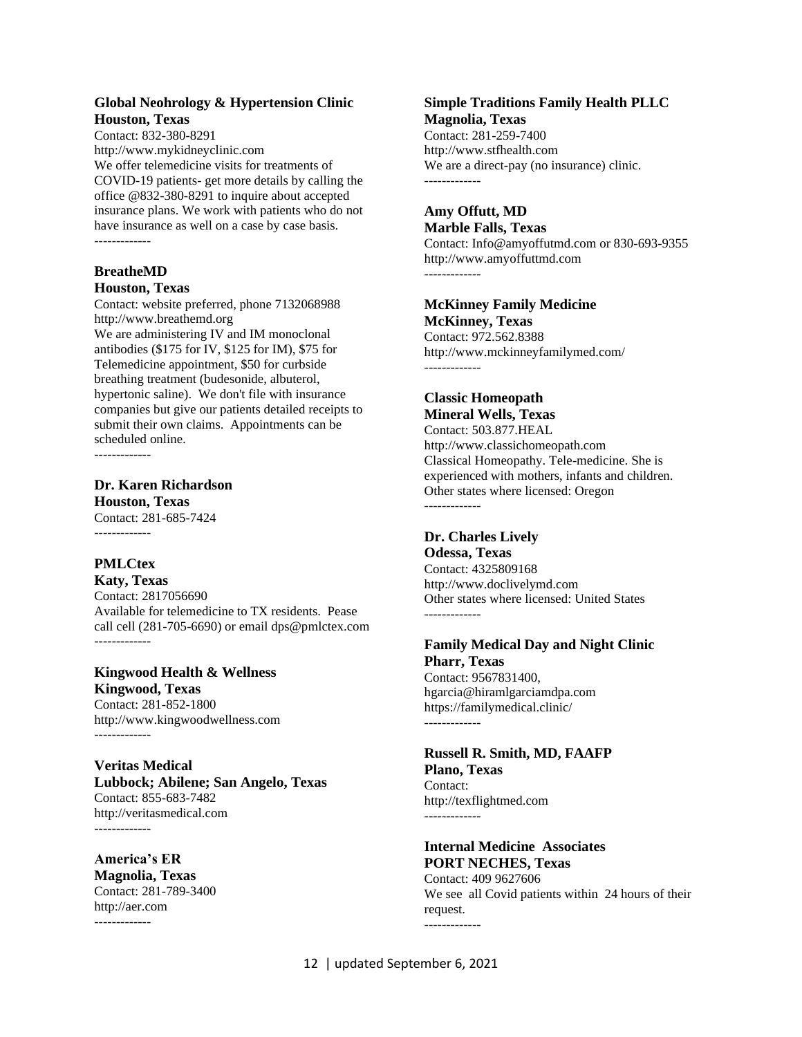**Global Neohrology & Hypertension Clinic**
**Houston, Texas**
Contact: 832-380-8291
http://www.mykidneyclinic.com
We offer telemedicine visits for treatments of COVID-19 patients- get more details by calling the office @832-380-8291 to inquire about accepted insurance plans. We work with patients who do not have insurance as well on a case by case basis.

-------------

**BreatheMD**
**Houston, Texas**
Contact: website preferred, phone 7132068988
http://www.breathemd.org
We are administering IV and IM monoclonal antibodies ($175 for IV, $125 for IM), $75 for Telemedicine appointment, $50 for curbside breathing treatment (budesonide, albuterol, hypertonic saline). We don't file with insurance companies but give our patients detailed receipts to submit their own claims. Appointments can be scheduled online.

-------------

**Dr. Karen Richardson**
**Houston, Texas**
Contact: 281-685-7424

-------------

**PMLCtex**
**Katy, Texas**
Contact: 2817056690
Available for telemedicine to TX residents. Pease call cell (281-705-6690) or email dps@pmlctex.com

-------------

**Kingwood Health & Wellness**
**Kingwood, Texas**
Contact: 281-852-1800
http://www.kingwoodwellness.com

-------------

**Veritas Medical**
**Lubbock; Abilene; San Angelo, Texas**
Contact: 855-683-7482
http://veritasmedical.com

-------------

**America's ER**
**Magnolia, Texas**
Contact: 281-789-3400
http://aer.com

-------------

**Simple Traditions Family Health PLLC**
**Magnolia, Texas**
Contact: 281-259-7400
http://www.stfhealth.com
We are a direct-pay (no insurance) clinic.

-------------

**Amy Offutt, MD**
**Marble Falls, Texas**
Contact: Info@amyoffutmd.com or 830-693-9355
http://www.amyoffuttmd.com

-------------

**McKinney Family Medicine**
**McKinney, Texas**
Contact: 972.562.8388
http://www.mckinneyfamilymed.com/

-------------

**Classic Homeopath**
**Mineral Wells, Texas**
Contact: 503.877.HEAL
http://www.classichomeopath.com
Classical Homeopathy. Tele-medicine. She is experienced with mothers, infants and children.
Other states where licensed: Oregon

-------------

**Dr. Charles Lively**
**Odessa, Texas**
Contact: 4325809168
http://www.doclivelymd.com
Other states where licensed: United States

-------------

**Family Medical Day and Night Clinic**
**Pharr, Texas**
Contact: 9567831400,
hgarcia@hiramlgarciamdpa.com
https://familymedical.clinic/

-------------

**Russell R. Smith, MD, FAAFP**
**Plano, Texas**
Contact:
http://texflightmed.com

-------------

**Internal Medicine Associates**
**PORT NECHES, Texas**
Contact: 409 9627606
We see all Covid patients within 24 hours of their request.

-------------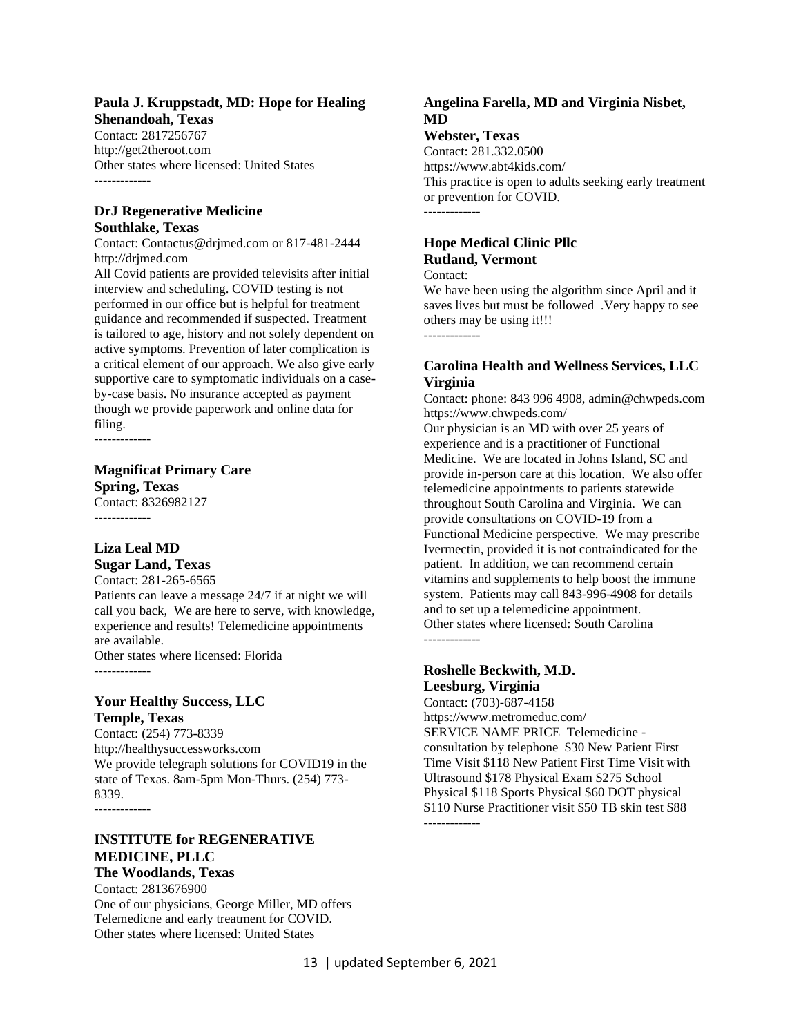**Paula J. Kruppstadt, MD: Hope for Healing**
**Shenandoah, Texas**
Contact: 2817256767
http://get2theroot.com
Other states where licensed: United States

-------------

**DrJ Regenerative Medicine**
**Southlake, Texas**
Contact: Contactus@drjmed.com or 817-481-2444
http://drjmed.com
All Covid patients are provided televisits after initial interview and scheduling. COVID testing is not performed in our office but is helpful for treatment guidance and recommended if suspected. Treatment is tailored to age, history and not solely dependent on active symptoms. Prevention of later complication is a critical element of our approach. We also give early supportive care to symptomatic individuals on a case-by-case basis. No insurance accepted as payment though we provide paperwork and online data for filing.

-------------

**Magnificat Primary Care**
**Spring, Texas**
Contact: 8326982127

-------------

**Liza Leal MD**
**Sugar Land, Texas**
Contact: 281-265-6565
Patients can leave a message 24/7 if at night we will call you back, We are here to serve, with knowledge, experience and results! Telemedicine appointments are available.
Other states where licensed: Florida

-------------

**Your Healthy Success, LLC**
**Temple, Texas**
Contact: (254) 773-8339
http://healthysuccessworks.com
We provide telegraph solutions for COVID19 in the state of Texas. 8am-5pm Mon-Thurs. (254) 773-8339.

-------------

**INSTITUTE for REGENERATIVE MEDICINE, PLLC**
**The Woodlands, Texas**
Contact: 2813676900
One of our physicians, George Miller, MD offers Telemedicne and early treatment for COVID.
Other states where licensed: United States

**Angelina Farella, MD and Virginia Nisbet, MD**
**Webster, Texas**
Contact: 281.332.0500
https://www.abt4kids.com/
This practice is open to adults seeking early treatment or prevention for COVID.

-------------

**Hope Medical Clinic Pllc**
**Rutland, Vermont**
Contact:
We have been using the algorithm since April and it saves lives but must be followed .Very happy to see others may be using it!!!

-------------

**Carolina Health and Wellness Services, LLC**
**Virginia**
Contact: phone: 843 996 4908, admin@chwpeds.com
https://www.chwpeds.com/
Our physician is an MD with over 25 years of experience and is a practitioner of Functional Medicine. We are located in Johns Island, SC and provide in-person care at this location. We also offer telemedicine appointments to patients statewide throughout South Carolina and Virginia. We can provide consultations on COVID-19 from a Functional Medicine perspective. We may prescribe Ivermectin, provided it is not contraindicated for the patient. In addition, we can recommend certain vitamins and supplements to help boost the immune system. Patients may call 843-996-4908 for details and to set up a telemedicine appointment.
Other states where licensed: South Carolina

-------------

**Roshelle Beckwith, M.D.**
**Leesburg, Virginia**
Contact: (703)-687-4158
https://www.metromeduc.com/
SERVICE NAME PRICE Telemedicine - consultation by telephone $30 New Patient First Time Visit $118 New Patient First Time Visit with Ultrasound $178 Physical Exam $275 School Physical $118 Sports Physical $60 DOT physical $110 Nurse Practitioner visit $50 TB skin test $88

-------------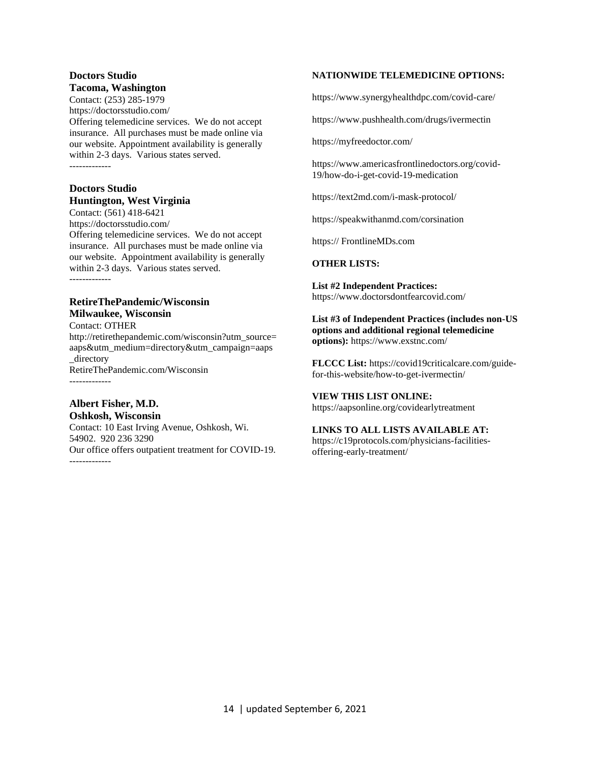**Doctors Studio**
**Tacoma, Washington**
Contact: (253) 285-1979
https://doctorsstudio.com/
Offering telemedicine services. We do not accept insurance. All purchases must be made online via our website. Appointment availability is generally within 2-3 days. Various states served.
-------------

**Doctors Studio**
**Huntington, West Virginia**
Contact: (561) 418-6421
https://doctorsstudio.com/
Offering telemedicine services. We do not accept insurance. All purchases must be made online via our website. Appointment availability is generally within 2-3 days. Various states served.
-------------

**RetireThePandemic/Wisconsin**
**Milwaukee, Wisconsin**
Contact: OTHER
http://retirethepandemic.com/wisconsin?utm_source=aaps&utm_medium=directory&utm_campaign=aaps_directory
RetireThePandemic.com/Wisconsin
-------------

**Albert Fisher, M.D.**
**Oshkosh, Wisconsin**
Contact: 10 East Irving Avenue, Oshkosh, Wi. 54902. 920 236 3290
Our office offers outpatient treatment for COVID-19.
-------------

**NATIONWIDE TELEMEDICINE OPTIONS:**

https://www.synergyhealthdpc.com/covid-care/

https://www.pushhealth.com/drugs/ivermectin

https://myfreedoctor.com/

https://www.americasfrontlinedoctors.org/covid-19/how-do-i-get-covid-19-medication

https://text2md.com/i-mask-protocol/

https://speakwithanmd.com/corsination

https:// FrontlineMDs.com

**OTHER LISTS:**

**List #2 Independent Practices:**
https://www.doctorsdontfearcovid.com/

**List #3 of Independent Practices (includes non-US options and additional regional telemedicine options):** https://www.exstnc.com/

**FLCCC List:** https://covid19criticalcare.com/guide-for-this-website/how-to-get-ivermectin/

**VIEW THIS LIST ONLINE:**
https://aapsonline.org/covidearlytreatment

**LINKS TO ALL LISTS AVAILABLE AT:**
https://c19protocols.com/physicians-facilities-offering-early-treatment/